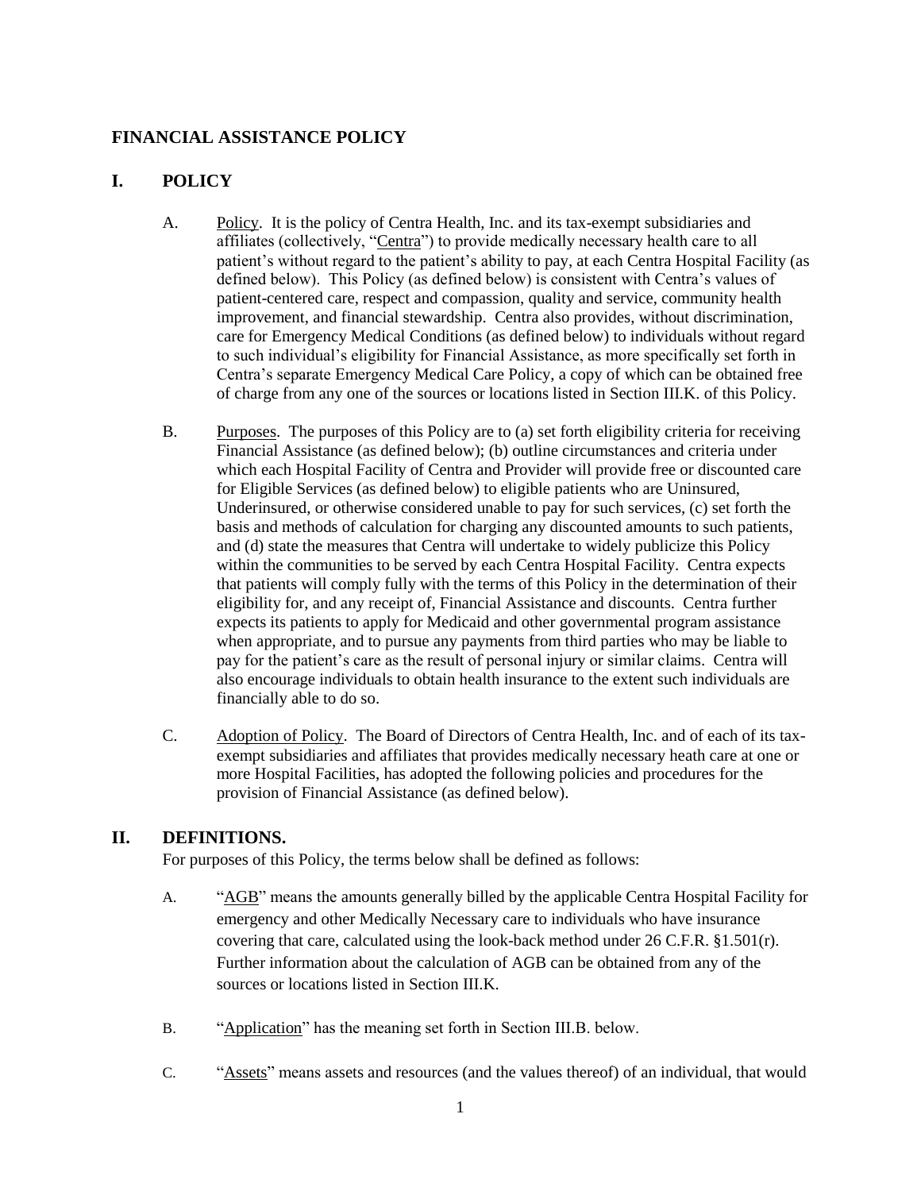# FINANCIAL ASSISTANCE POLICY

## I. POLICY

A. Policy. It is the policy of Centra Health, Inc. and its tax-exempt subsidiaries and affiliates (collectively, "Centra") to provide medically necessary health care to all patient's without regard to the patient's ability to pay, at each Centra Hospital Facility (as defined below). This Policy (as defined below) is consistent with Centra's values of patient-centered care, respect and compassion, quality and service, community health improvement, and financial stewardship. Centra also provides, without discrimination, care for Emergency Medical Conditions (as defined below) to individuals without regard to such individual's eligibility for Financial Assistance, as more specifically set forth in Centra's separate Emergency Medical Care Policy, a copy of which can be obtained free of charge from any one of the sources or locations listed in Section III.K. of this Policy.

B. Purposes. The purposes of this Policy are to (a) set forth eligibility criteria for receiving Financial Assistance (as defined below); (b) outline circumstances and criteria under which each Hospital Facility of Centra and Provider will provide free or discounted care for Eligible Services (as defined below) to eligible patients who are Uninsured, Underinsured, or otherwise considered unable to pay for such services, (c) set forth the basis and methods of calculation for charging any discounted amounts to such patients, and (d) state the measures that Centra will undertake to widely publicize this Policy within the communities to be served by each Centra Hospital Facility. Centra expects that patients will comply fully with the terms of this Policy in the determination of their eligibility for, and any receipt of, Financial Assistance and discounts. Centra further expects its patients to apply for Medicaid and other governmental program assistance when appropriate, and to pursue any payments from third parties who may be liable to pay for the patient's care as the result of personal injury or similar claims. Centra will also encourage individuals to obtain health insurance to the extent such individuals are financially able to do so.

C. Adoption of Policy. The Board of Directors of Centra Health, Inc. and of each of its tax-exempt subsidiaries and affiliates that provides medically necessary heath care at one or more Hospital Facilities, has adopted the following policies and procedures for the provision of Financial Assistance (as defined below).

## II. DEFINITIONS.

For purposes of this Policy, the terms below shall be defined as follows:

A. "AGB" means the amounts generally billed by the applicable Centra Hospital Facility for emergency and other Medically Necessary care to individuals who have insurance covering that care, calculated using the look-back method under 26 C.F.R. §1.501(r). Further information about the calculation of AGB can be obtained from any of the sources or locations listed in Section III.K.

B. "Application" has the meaning set forth in Section III.B. below.

C. "Assets" means assets and resources (and the values thereof) of an individual, that would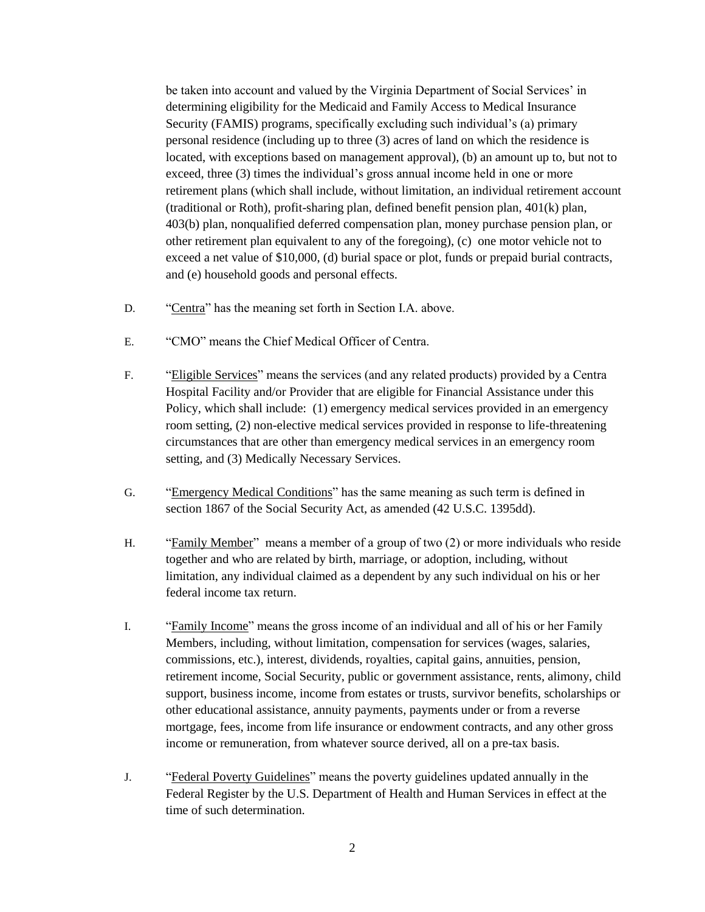be taken into account and valued by the Virginia Department of Social Services' in determining eligibility for the Medicaid and Family Access to Medical Insurance Security (FAMIS) programs, specifically excluding such individual's (a) primary personal residence (including up to three (3) acres of land on which the residence is located, with exceptions based on management approval), (b) an amount up to, but not to exceed, three (3) times the individual's gross annual income held in one or more retirement plans (which shall include, without limitation, an individual retirement account (traditional or Roth), profit-sharing plan, defined benefit pension plan, 401(k) plan, 403(b) plan, nonqualified deferred compensation plan, money purchase pension plan, or other retirement plan equivalent to any of the foregoing), (c) one motor vehicle not to exceed a net value of $10,000, (d) burial space or plot, funds or prepaid burial contracts, and (e) household goods and personal effects.

D. "Centra" has the meaning set forth in Section I.A. above.

E. "CMO" means the Chief Medical Officer of Centra.

F. "Eligible Services" means the services (and any related products) provided by a Centra Hospital Facility and/or Provider that are eligible for Financial Assistance under this Policy, which shall include: (1) emergency medical services provided in an emergency room setting, (2) non-elective medical services provided in response to life-threatening circumstances that are other than emergency medical services in an emergency room setting, and (3) Medically Necessary Services.

G. "Emergency Medical Conditions" has the same meaning as such term is defined in section 1867 of the Social Security Act, as amended (42 U.S.C. 1395dd).

H. "Family Member" means a member of a group of two (2) or more individuals who reside together and who are related by birth, marriage, or adoption, including, without limitation, any individual claimed as a dependent by any such individual on his or her federal income tax return.

I. "Family Income" means the gross income of an individual and all of his or her Family Members, including, without limitation, compensation for services (wages, salaries, commissions, etc.), interest, dividends, royalties, capital gains, annuities, pension, retirement income, Social Security, public or government assistance, rents, alimony, child support, business income, income from estates or trusts, survivor benefits, scholarships or other educational assistance, annuity payments, payments under or from a reverse mortgage, fees, income from life insurance or endowment contracts, and any other gross income or remuneration, from whatever source derived, all on a pre-tax basis.

J. "Federal Poverty Guidelines" means the poverty guidelines updated annually in the Federal Register by the U.S. Department of Health and Human Services in effect at the time of such determination.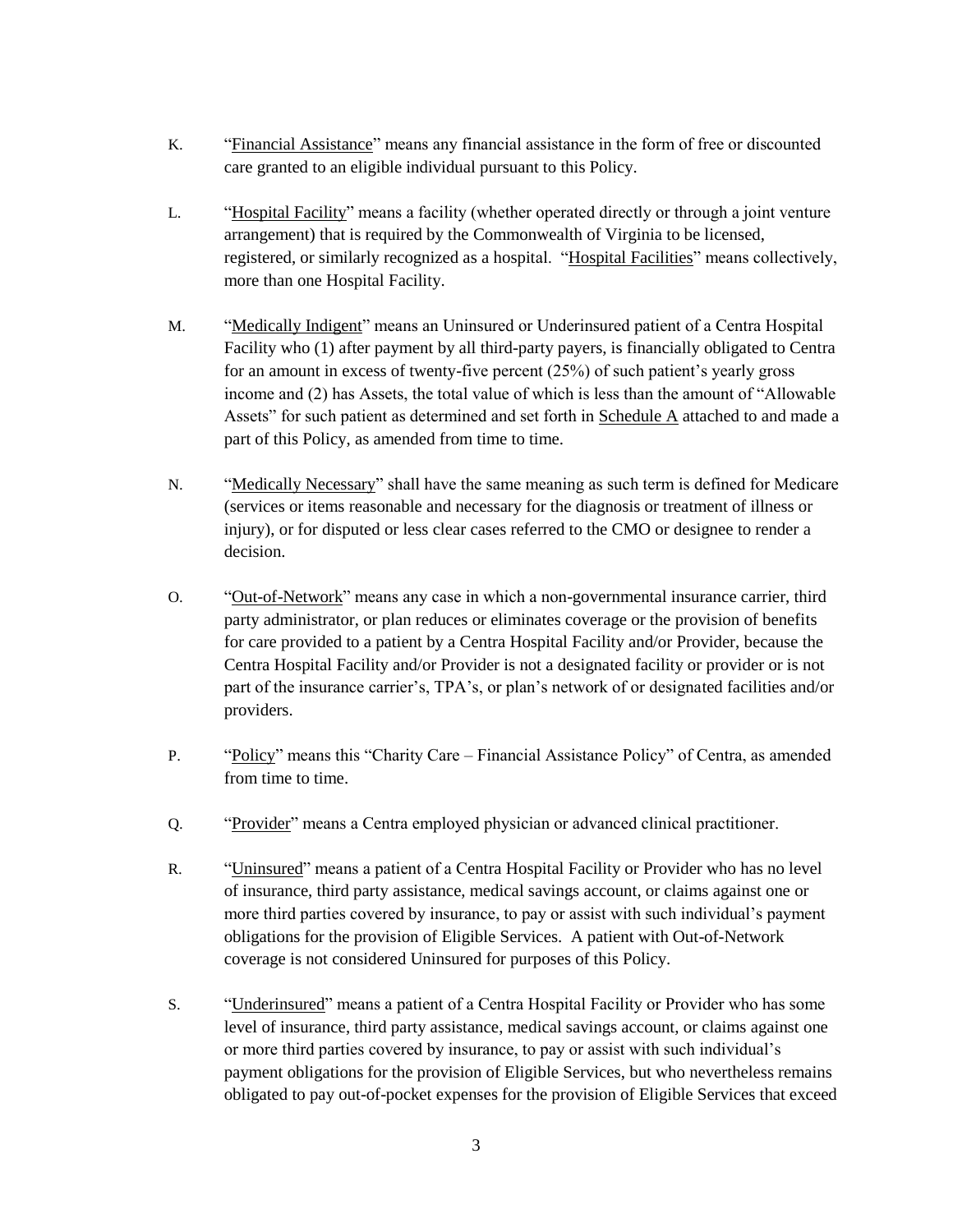K. "Financial Assistance" means any financial assistance in the form of free or discounted care granted to an eligible individual pursuant to this Policy.

L. "Hospital Facility" means a facility (whether operated directly or through a joint venture arrangement) that is required by the Commonwealth of Virginia to be licensed, registered, or similarly recognized as a hospital. "Hospital Facilities" means collectively, more than one Hospital Facility.

M. "Medically Indigent" means an Uninsured or Underinsured patient of a Centra Hospital Facility who (1) after payment by all third-party payers, is financially obligated to Centra for an amount in excess of twenty-five percent (25%) of such patient's yearly gross income and (2) has Assets, the total value of which is less than the amount of "Allowable Assets" for such patient as determined and set forth in Schedule A attached to and made a part of this Policy, as amended from time to time.

N. "Medically Necessary" shall have the same meaning as such term is defined for Medicare (services or items reasonable and necessary for the diagnosis or treatment of illness or injury), or for disputed or less clear cases referred to the CMO or designee to render a decision.

O. "Out-of-Network" means any case in which a non-governmental insurance carrier, third party administrator, or plan reduces or eliminates coverage or the provision of benefits for care provided to a patient by a Centra Hospital Facility and/or Provider, because the Centra Hospital Facility and/or Provider is not a designated facility or provider or is not part of the insurance carrier's, TPA's, or plan's network of or designated facilities and/or providers.

P. "Policy" means this "Charity Care – Financial Assistance Policy" of Centra, as amended from time to time.

Q. "Provider" means a Centra employed physician or advanced clinical practitioner.

R. "Uninsured" means a patient of a Centra Hospital Facility or Provider who has no level of insurance, third party assistance, medical savings account, or claims against one or more third parties covered by insurance, to pay or assist with such individual's payment obligations for the provision of Eligible Services. A patient with Out-of-Network coverage is not considered Uninsured for purposes of this Policy.

S. "Underinsured" means a patient of a Centra Hospital Facility or Provider who has some level of insurance, third party assistance, medical savings account, or claims against one or more third parties covered by insurance, to pay or assist with such individual's payment obligations for the provision of Eligible Services, but who nevertheless remains obligated to pay out-of-pocket expenses for the provision of Eligible Services that exceed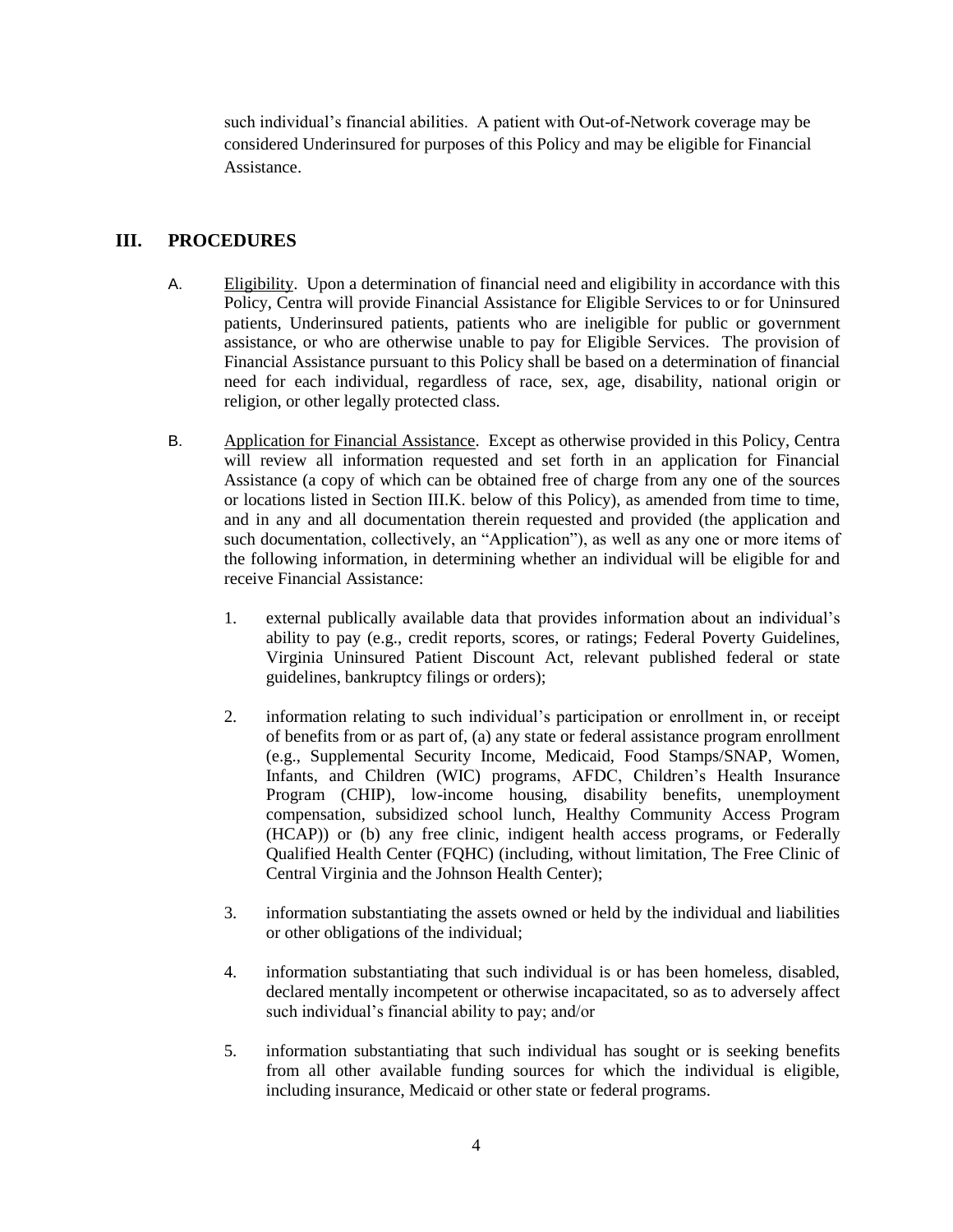such individual's financial abilities. A patient with Out-of-Network coverage may be considered Underinsured for purposes of this Policy and may be eligible for Financial Assistance.

## III. PROCEDURES

A. Eligibility. Upon a determination of financial need and eligibility in accordance with this Policy, Centra will provide Financial Assistance for Eligible Services to or for Uninsured patients, Underinsured patients, patients who are ineligible for public or government assistance, or who are otherwise unable to pay for Eligible Services. The provision of Financial Assistance pursuant to this Policy shall be based on a determination of financial need for each individual, regardless of race, sex, age, disability, national origin or religion, or other legally protected class.

B. Application for Financial Assistance. Except as otherwise provided in this Policy, Centra will review all information requested and set forth in an application for Financial Assistance (a copy of which can be obtained free of charge from any one of the sources or locations listed in Section III.K. below of this Policy), as amended from time to time, and in any and all documentation therein requested and provided (the application and such documentation, collectively, an "Application"), as well as any one or more items of the following information, in determining whether an individual will be eligible for and receive Financial Assistance:

1. external publically available data that provides information about an individual's ability to pay (e.g., credit reports, scores, or ratings; Federal Poverty Guidelines, Virginia Uninsured Patient Discount Act, relevant published federal or state guidelines, bankruptcy filings or orders);

2. information relating to such individual's participation or enrollment in, or receipt of benefits from or as part of, (a) any state or federal assistance program enrollment (e.g., Supplemental Security Income, Medicaid, Food Stamps/SNAP, Women, Infants, and Children (WIC) programs, AFDC, Children's Health Insurance Program (CHIP), low-income housing, disability benefits, unemployment compensation, subsidized school lunch, Healthy Community Access Program (HCAP)) or (b) any free clinic, indigent health access programs, or Federally Qualified Health Center (FQHC) (including, without limitation, The Free Clinic of Central Virginia and the Johnson Health Center);

3. information substantiating the assets owned or held by the individual and liabilities or other obligations of the individual;

4. information substantiating that such individual is or has been homeless, disabled, declared mentally incompetent or otherwise incapacitated, so as to adversely affect such individual's financial ability to pay; and/or

5. information substantiating that such individual has sought or is seeking benefits from all other available funding sources for which the individual is eligible, including insurance, Medicaid or other state or federal programs.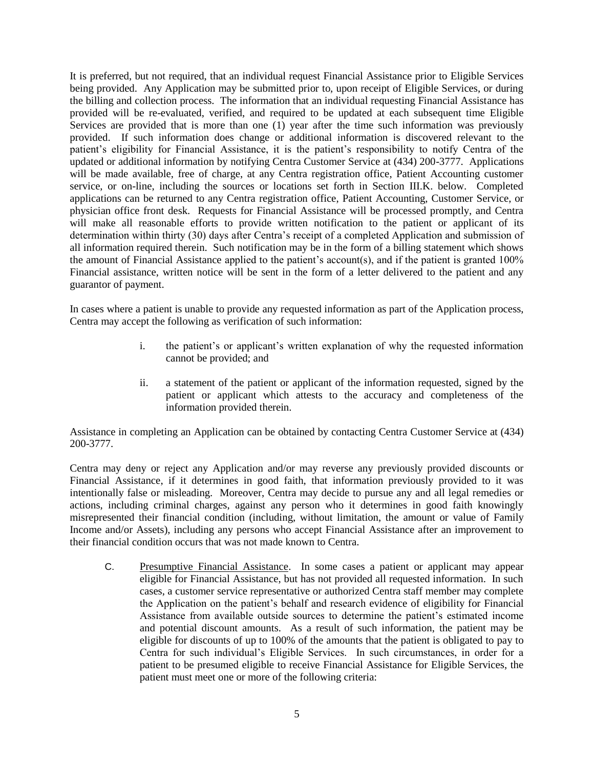It is preferred, but not required, that an individual request Financial Assistance prior to Eligible Services being provided. Any Application may be submitted prior to, upon receipt of Eligible Services, or during the billing and collection process. The information that an individual requesting Financial Assistance has provided will be re-evaluated, verified, and required to be updated at each subsequent time Eligible Services are provided that is more than one (1) year after the time such information was previously provided. If such information does change or additional information is discovered relevant to the patient's eligibility for Financial Assistance, it is the patient's responsibility to notify Centra of the updated or additional information by notifying Centra Customer Service at (434) 200-3777. Applications will be made available, free of charge, at any Centra registration office, Patient Accounting customer service, or on-line, including the sources or locations set forth in Section III.K. below. Completed applications can be returned to any Centra registration office, Patient Accounting, Customer Service, or physician office front desk. Requests for Financial Assistance will be processed promptly, and Centra will make all reasonable efforts to provide written notification to the patient or applicant of its determination within thirty (30) days after Centra's receipt of a completed Application and submission of all information required therein. Such notification may be in the form of a billing statement which shows the amount of Financial Assistance applied to the patient's account(s), and if the patient is granted 100% Financial assistance, written notice will be sent in the form of a letter delivered to the patient and any guarantor of payment.

In cases where a patient is unable to provide any requested information as part of the Application process, Centra may accept the following as verification of such information:

i. the patient's or applicant's written explanation of why the requested information cannot be provided; and

ii. a statement of the patient or applicant of the information requested, signed by the patient or applicant which attests to the accuracy and completeness of the information provided therein.

Assistance in completing an Application can be obtained by contacting Centra Customer Service at (434) 200-3777.

Centra may deny or reject any Application and/or may reverse any previously provided discounts or Financial Assistance, if it determines in good faith, that information previously provided to it was intentionally false or misleading. Moreover, Centra may decide to pursue any and all legal remedies or actions, including criminal charges, against any person who it determines in good faith knowingly misrepresented their financial condition (including, without limitation, the amount or value of Family Income and/or Assets), including any persons who accept Financial Assistance after an improvement to their financial condition occurs that was not made known to Centra.

C. <u>Presumptive Financial Assistance</u>. In some cases a patient or applicant may appear eligible for Financial Assistance, but has not provided all requested information. In such cases, a customer service representative or authorized Centra staff member may complete the Application on the patient's behalf and research evidence of eligibility for Financial Assistance from available outside sources to determine the patient's estimated income and potential discount amounts. As a result of such information, the patient may be eligible for discounts of up to 100% of the amounts that the patient is obligated to pay to Centra for such individual's Eligible Services. In such circumstances, in order for a patient to be presumed eligible to receive Financial Assistance for Eligible Services, the patient must meet one or more of the following criteria: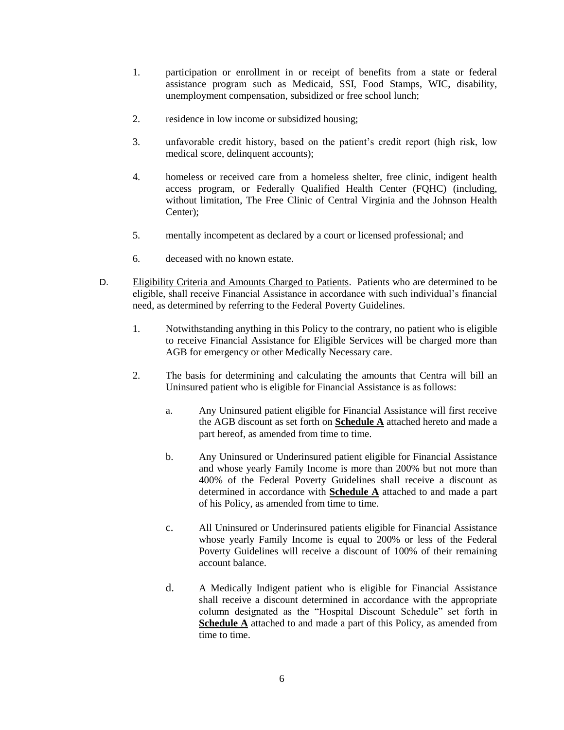1. participation or enrollment in or receipt of benefits from a state or federal assistance program such as Medicaid, SSI, Food Stamps, WIC, disability, unemployment compensation, subsidized or free school lunch;

2. residence in low income or subsidized housing;

3. unfavorable credit history, based on the patient's credit report (high risk, low medical score, delinquent accounts);

4. homeless or received care from a homeless shelter, free clinic, indigent health access program, or Federally Qualified Health Center (FQHC) (including, without limitation, The Free Clinic of Central Virginia and the Johnson Health Center);

5. mentally incompetent as declared by a court or licensed professional; and

6. deceased with no known estate.

D. <u>Eligibility Criteria and Amounts Charged to Patients</u>. Patients who are determined to be eligible, shall receive Financial Assistance in accordance with such individual's financial need, as determined by referring to the Federal Poverty Guidelines.

   1. Notwithstanding anything in this Policy to the contrary, no patient who is eligible to receive Financial Assistance for Eligible Services will be charged more than AGB for emergency or other Medically Necessary care.

   2. The basis for determining and calculating the amounts that Centra will bill an Uninsured patient who is eligible for Financial Assistance is as follows:

      a. Any Uninsured patient eligible for Financial Assistance will first receive the AGB discount as set forth on **<u>Schedule A</u>** attached hereto and made a part hereof, as amended from time to time.

      b. Any Uninsured or Underinsured patient eligible for Financial Assistance and whose yearly Family Income is more than 200% but not more than 400% of the Federal Poverty Guidelines shall receive a discount as determined in accordance with **<u>Schedule A</u>** attached to and made a part of his Policy, as amended from time to time.

      c. All Uninsured or Underinsured patients eligible for Financial Assistance whose yearly Family Income is equal to 200% or less of the Federal Poverty Guidelines will receive a discount of 100% of their remaining account balance.

      d. A Medically Indigent patient who is eligible for Financial Assistance shall receive a discount determined in accordance with the appropriate column designated as the "Hospital Discount Schedule" set forth in **<u>Schedule A</u>** attached to and made a part of this Policy, as amended from time to time.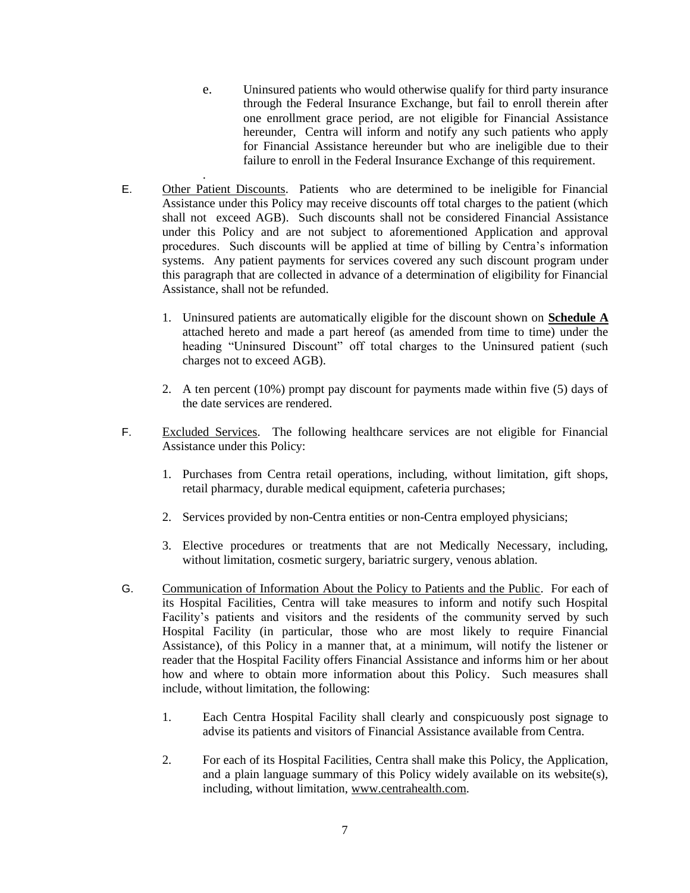e. Uninsured patients who would otherwise qualify for third party insurance through the Federal Insurance Exchange, but fail to enroll therein after one enrollment grace period, are not eligible for Financial Assistance hereunder, Centra will inform and notify any such patients who apply for Financial Assistance hereunder but who are ineligible due to their failure to enroll in the Federal Insurance Exchange of this requirement.

.

E. Other Patient Discounts. Patients who are determined to be ineligible for Financial Assistance under this Policy may receive discounts off total charges to the patient (which shall not exceed AGB). Such discounts shall not be considered Financial Assistance under this Policy and are not subject to aforementioned Application and approval procedures. Such discounts will be applied at time of billing by Centra's information systems. Any patient payments for services covered any such discount program under this paragraph that are collected in advance of a determination of eligibility for Financial Assistance, shall not be refunded.

1. Uninsured patients are automatically eligible for the discount shown on **Schedule A** attached hereto and made a part hereof (as amended from time to time) under the heading "Uninsured Discount" off total charges to the Uninsured patient (such charges not to exceed AGB).

2. A ten percent (10%) prompt pay discount for payments made within five (5) days of the date services are rendered.

F. Excluded Services. The following healthcare services are not eligible for Financial Assistance under this Policy:

1. Purchases from Centra retail operations, including, without limitation, gift shops, retail pharmacy, durable medical equipment, cafeteria purchases;

2. Services provided by non-Centra entities or non-Centra employed physicians;

3. Elective procedures or treatments that are not Medically Necessary, including, without limitation, cosmetic surgery, bariatric surgery, venous ablation.

G. Communication of Information About the Policy to Patients and the Public. For each of its Hospital Facilities, Centra will take measures to inform and notify such Hospital Facility's patients and visitors and the residents of the community served by such Hospital Facility (in particular, those who are most likely to require Financial Assistance), of this Policy in a manner that, at a minimum, will notify the listener or reader that the Hospital Facility offers Financial Assistance and informs him or her about how and where to obtain more information about this Policy. Such measures shall include, without limitation, the following:

1. Each Centra Hospital Facility shall clearly and conspicuously post signage to advise its patients and visitors of Financial Assistance available from Centra.

2. For each of its Hospital Facilities, Centra shall make this Policy, the Application, and a plain language summary of this Policy widely available on its website(s), including, without limitation, www.centrahealth.com.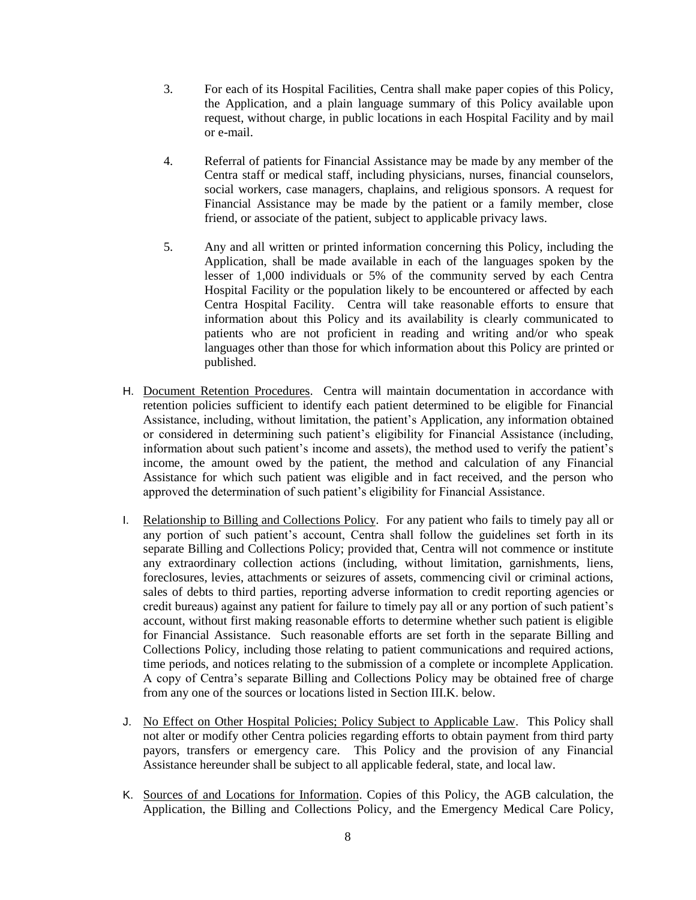3. For each of its Hospital Facilities, Centra shall make paper copies of this Policy, the Application, and a plain language summary of this Policy available upon request, without charge, in public locations in each Hospital Facility and by mail or e-mail.

4. Referral of patients for Financial Assistance may be made by any member of the Centra staff or medical staff, including physicians, nurses, financial counselors, social workers, case managers, chaplains, and religious sponsors. A request for Financial Assistance may be made by the patient or a family member, close friend, or associate of the patient, subject to applicable privacy laws.

5. Any and all written or printed information concerning this Policy, including the Application, shall be made available in each of the languages spoken by the lesser of 1,000 individuals or 5% of the community served by each Centra Hospital Facility or the population likely to be encountered or affected by each Centra Hospital Facility. Centra will take reasonable efforts to ensure that information about this Policy and its availability is clearly communicated to patients who are not proficient in reading and writing and/or who speak languages other than those for which information about this Policy are printed or published.

H. <u>Document Retention Procedures</u>. Centra will maintain documentation in accordance with retention policies sufficient to identify each patient determined to be eligible for Financial Assistance, including, without limitation, the patient's Application, any information obtained or considered in determining such patient's eligibility for Financial Assistance (including, information about such patient's income and assets), the method used to verify the patient's income, the amount owed by the patient, the method and calculation of any Financial Assistance for which such patient was eligible and in fact received, and the person who approved the determination of such patient's eligibility for Financial Assistance.

I. <u>Relationship to Billing and Collections Policy</u>. For any patient who fails to timely pay all or any portion of such patient's account, Centra shall follow the guidelines set forth in its separate Billing and Collections Policy; provided that, Centra will not commence or institute any extraordinary collection actions (including, without limitation, garnishments, liens, foreclosures, levies, attachments or seizures of assets, commencing civil or criminal actions, sales of debts to third parties, reporting adverse information to credit reporting agencies or credit bureaus) against any patient for failure to timely pay all or any portion of such patient's account, without first making reasonable efforts to determine whether such patient is eligible for Financial Assistance. Such reasonable efforts are set forth in the separate Billing and Collections Policy, including those relating to patient communications and required actions, time periods, and notices relating to the submission of a complete or incomplete Application. A copy of Centra's separate Billing and Collections Policy may be obtained free of charge from any one of the sources or locations listed in Section III.K. below.

J. <u>No Effect on Other Hospital Policies; Policy Subject to Applicable Law</u>. This Policy shall not alter or modify other Centra policies regarding efforts to obtain payment from third party payors, transfers or emergency care. This Policy and the provision of any Financial Assistance hereunder shall be subject to all applicable federal, state, and local law.

K. <u>Sources of and Locations for Information</u>. Copies of this Policy, the AGB calculation, the Application, the Billing and Collections Policy, and the Emergency Medical Care Policy,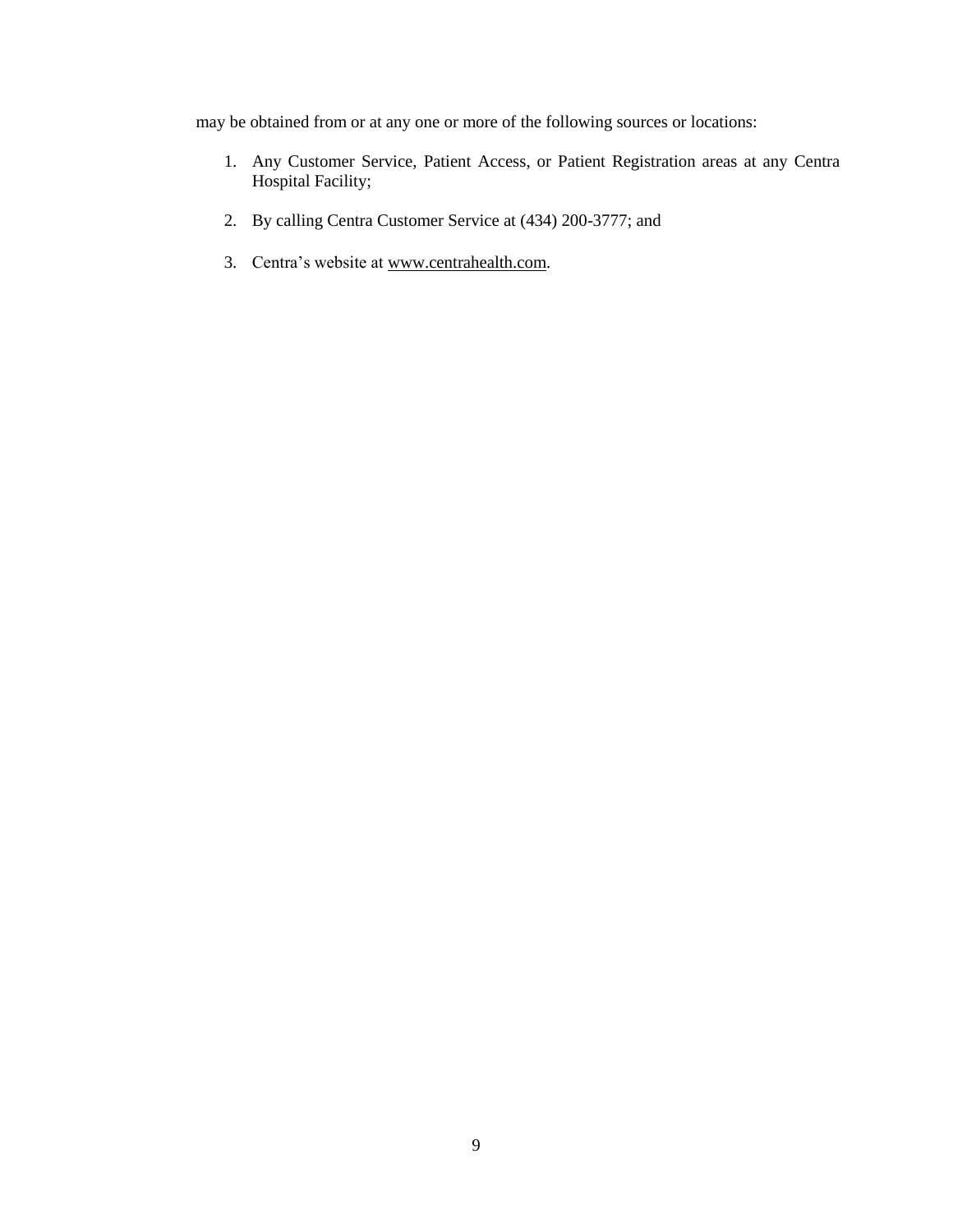may be obtained from or at any one or more of the following sources or locations:

1. Any Customer Service, Patient Access, or Patient Registration areas at any Centra Hospital Facility;

2. By calling Centra Customer Service at (434) 200-3777; and

3. Centra's website at www.centrahealth.com.